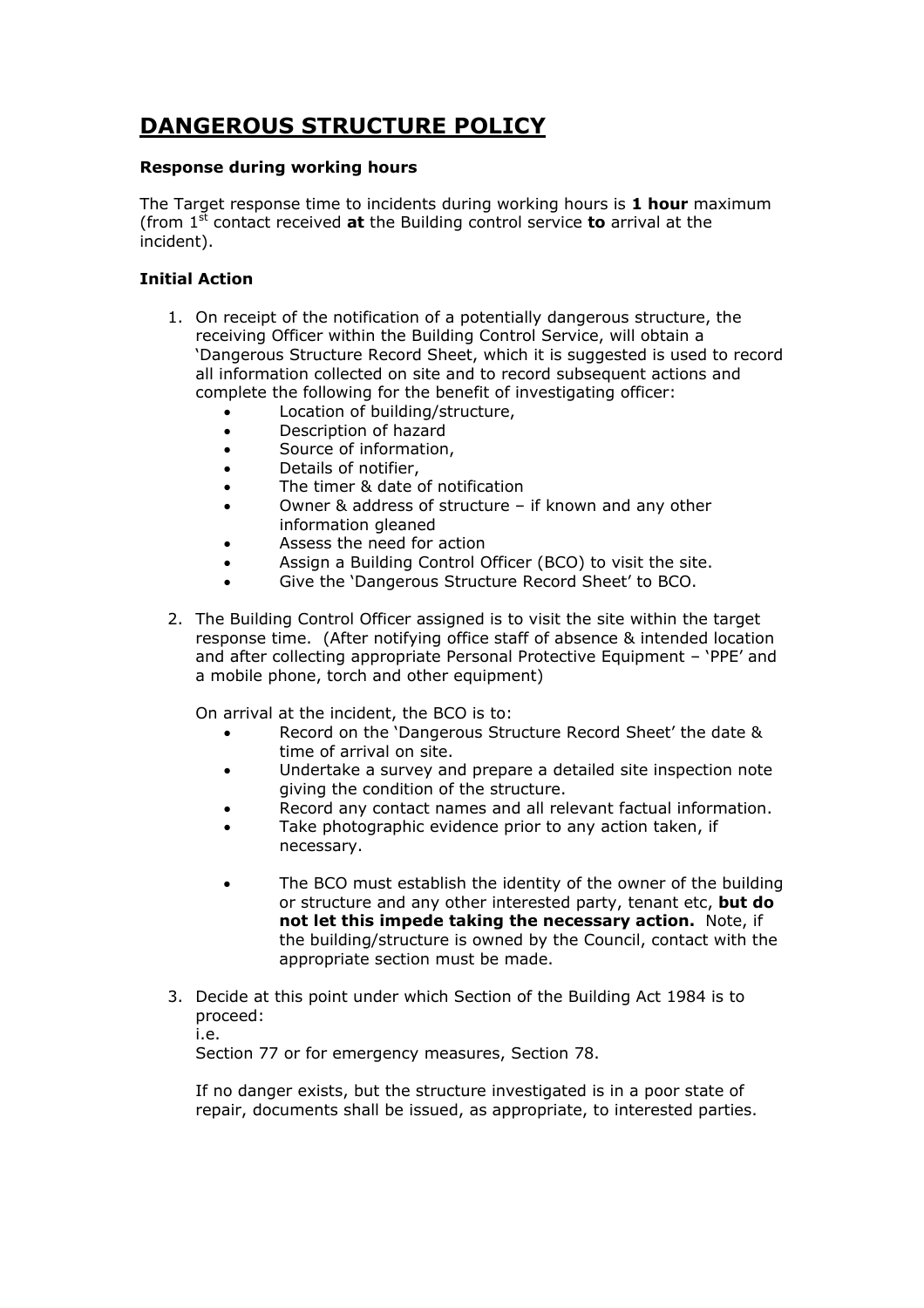# DANGEROUS STRUCTURE POLICY

### Response during working hours

The Target response time to incidents during working hours is **1 hour** maximum (from 1st contact received **at** the Building control service **to** arrival at the incident).

### Initial Action

1. On receipt of the notification of a potentially dangerous structure, the receiving Officer within the Building Control Service, will obtain a 'Dangerous Structure Record Sheet, which it is suggested is used to record all information collected on site and to record subsequent actions and complete the following for the benefit of investigating officer:
   - Location of building/structure,
   - Description of hazard
   - Source of information,
   - Details of notifier,
   - The timer & date of notification
   - Owner & address of structure – if known and any other information gleaned
   - Assess the need for action
   - Assign a Building Control Officer (BCO) to visit the site.
   - Give the 'Dangerous Structure Record Sheet' to BCO.

2. The Building Control Officer assigned is to visit the site within the target response time. (After notifying office staff of absence & intended location and after collecting appropriate Personal Protective Equipment – 'PPE' and a mobile phone, torch and other equipment)

   On arrival at the incident, the BCO is to:
   - Record on the 'Dangerous Structure Record Sheet' the date & time of arrival on site.
   - Undertake a survey and prepare a detailed site inspection note giving the condition of the structure.
   - Record any contact names and all relevant factual information.
   - Take photographic evidence prior to any action taken, if necessary.
   - The BCO must establish the identity of the owner of the building or structure and any other interested party, tenant etc, **but do not let this impede taking the necessary action.** Note, if the building/structure is owned by the Council, contact with the appropriate section must be made.

3. Decide at this point under which Section of the Building Act 1984 is to proceed:
   i.e.
   Section 77 or for emergency measures, Section 78.

   If no danger exists, but the structure investigated is in a poor state of repair, documents shall be issued, as appropriate, to interested parties.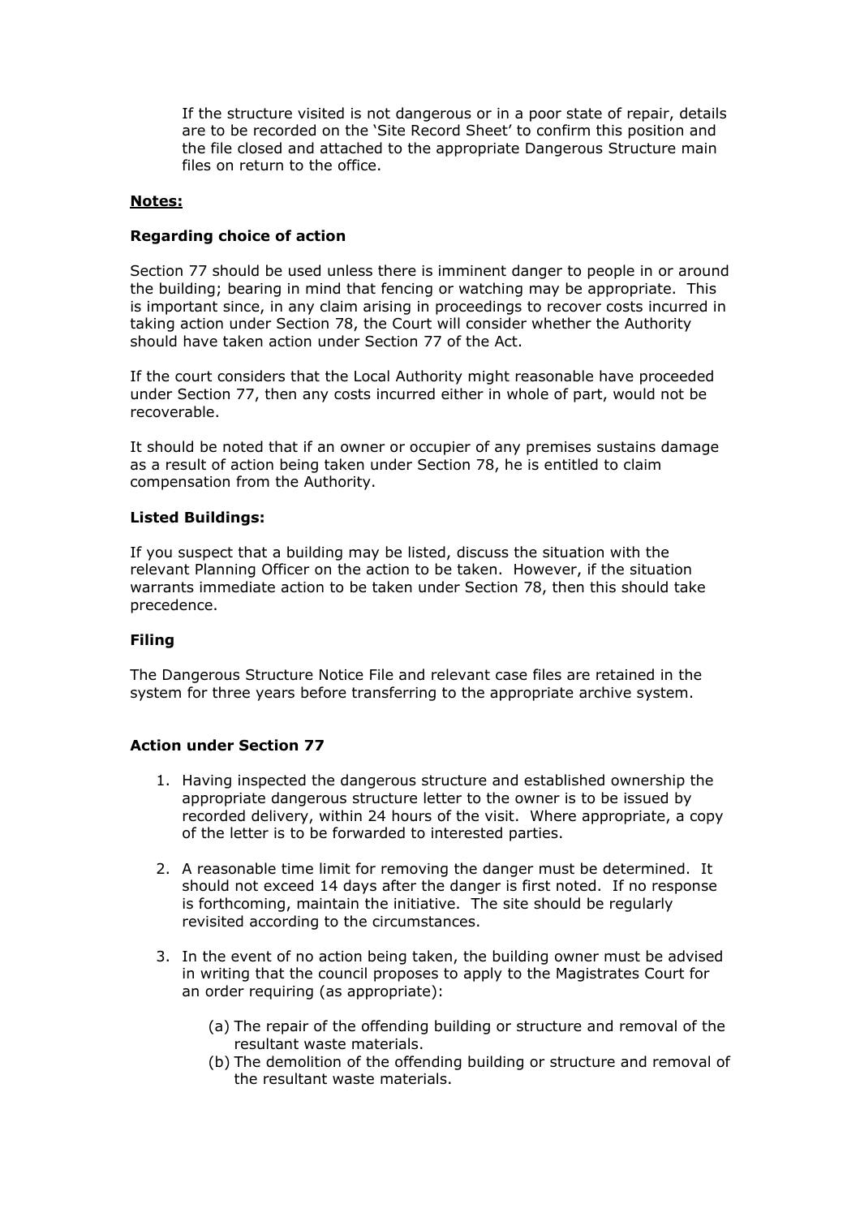If the structure visited is not dangerous or in a poor state of repair, details are to be recorded on the 'Site Record Sheet' to confirm this position and the file closed and attached to the appropriate Dangerous Structure main files on return to the office.

**Notes:**

**Regarding choice of action**

Section 77 should be used unless there is imminent danger to people in or around the building; bearing in mind that fencing or watching may be appropriate. This is important since, in any claim arising in proceedings to recover costs incurred in taking action under Section 78, the Court will consider whether the Authority should have taken action under Section 77 of the Act.

If the court considers that the Local Authority might reasonable have proceeded under Section 77, then any costs incurred either in whole of part, would not be recoverable.

It should be noted that if an owner or occupier of any premises sustains damage as a result of action being taken under Section 78, he is entitled to claim compensation from the Authority.

**Listed Buildings:**

If you suspect that a building may be listed, discuss the situation with the relevant Planning Officer on the action to be taken. However, if the situation warrants immediate action to be taken under Section 78, then this should take precedence.

**Filing**

The Dangerous Structure Notice File and relevant case files are retained in the system for three years before transferring to the appropriate archive system.

**Action under Section 77**

1. Having inspected the dangerous structure and established ownership the appropriate dangerous structure letter to the owner is to be issued by recorded delivery, within 24 hours of the visit. Where appropriate, a copy of the letter is to be forwarded to interested parties.

2. A reasonable time limit for removing the danger must be determined. It should not exceed 14 days after the danger is first noted. If no response is forthcoming, maintain the initiative. The site should be regularly revisited according to the circumstances.

3. In the event of no action being taken, the building owner must be advised in writing that the council proposes to apply to the Magistrates Court for an order requiring (as appropriate):

   (a) The repair of the offending building or structure and removal of the resultant waste materials.
   (b) The demolition of the offending building or structure and removal of the resultant waste materials.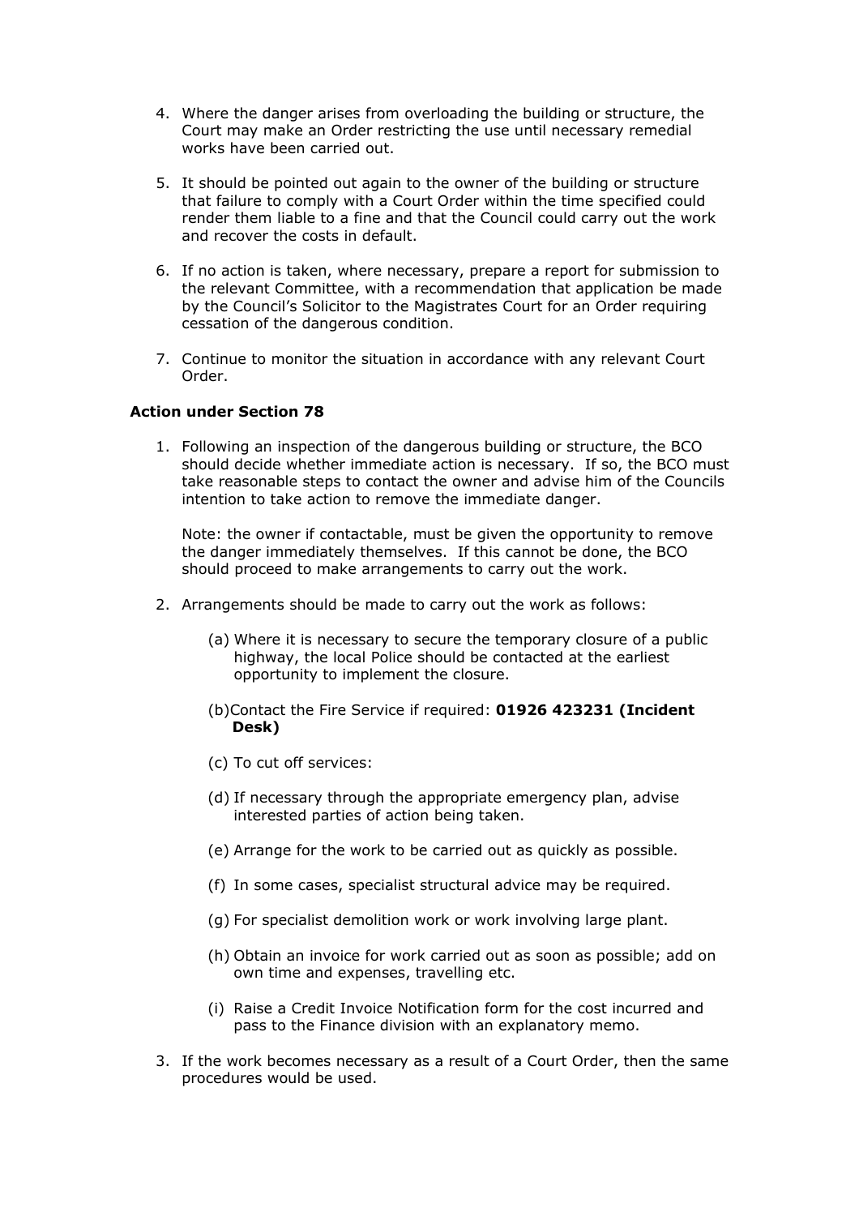4. Where the danger arises from overloading the building or structure, the Court may make an Order restricting the use until necessary remedial works have been carried out.

5. It should be pointed out again to the owner of the building or structure that failure to comply with a Court Order within the time specified could render them liable to a fine and that the Council could carry out the work and recover the costs in default.

6. If no action is taken, where necessary, prepare a report for submission to the relevant Committee, with a recommendation that application be made by the Council's Solicitor to the Magistrates Court for an Order requiring cessation of the dangerous condition.

7. Continue to monitor the situation in accordance with any relevant Court Order.

**Action under Section 78**

1. Following an inspection of the dangerous building or structure, the BCO should decide whether immediate action is necessary. If so, the BCO must take reasonable steps to contact the owner and advise him of the Councils intention to take action to remove the immediate danger.

   Note: the owner if contactable, must be given the opportunity to remove the danger immediately themselves. If this cannot be done, the BCO should proceed to make arrangements to carry out the work.

2. Arrangements should be made to carry out the work as follows:

   (a) Where it is necessary to secure the temporary closure of a public highway, the local Police should be contacted at the earliest opportunity to implement the closure.

   (b) Contact the Fire Service if required: **01926 423231 (Incident Desk)**

   (c) To cut off services:

   (d) If necessary through the appropriate emergency plan, advise interested parties of action being taken.

   (e) Arrange for the work to be carried out as quickly as possible.

   (f) In some cases, specialist structural advice may be required.

   (g) For specialist demolition work or work involving large plant.

   (h) Obtain an invoice for work carried out as soon as possible; add on own time and expenses, travelling etc.

   (i) Raise a Credit Invoice Notification form for the cost incurred and pass to the Finance division with an explanatory memo.

3. If the work becomes necessary as a result of a Court Order, then the same procedures would be used.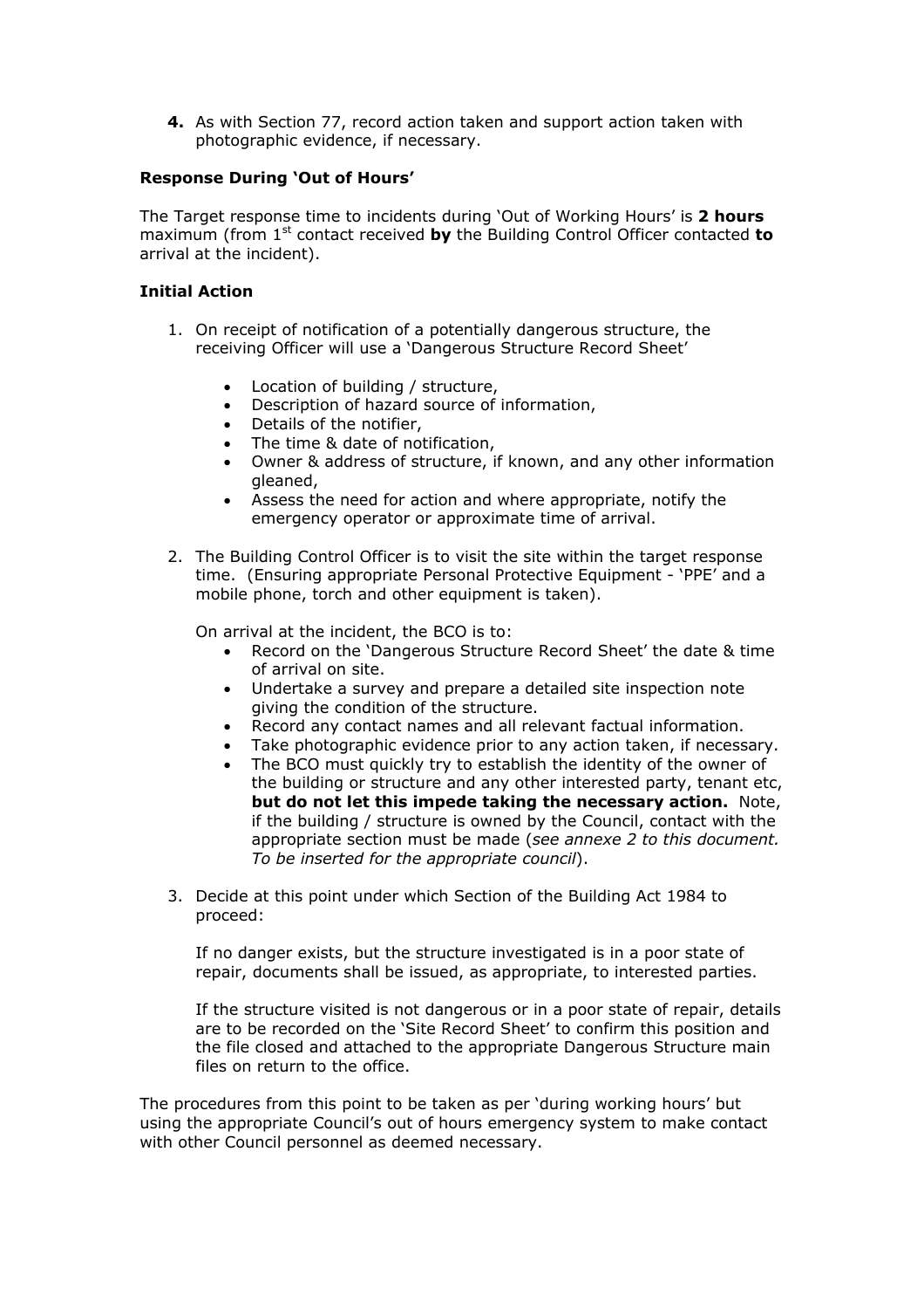**4.** As with Section 77, record action taken and support action taken with photographic evidence, if necessary.

**Response During 'Out of Hours'**

The Target response time to incidents during 'Out of Working Hours' is **2 hours** maximum (from 1st contact received **by** the Building Control Officer contacted **to** arrival at the incident).

**Initial Action**

1. On receipt of notification of a potentially dangerous structure, the receiving Officer will use a 'Dangerous Structure Record Sheet'

   - Location of building / structure,
   - Description of hazard source of information,
   - Details of the notifier,
   - The time & date of notification,
   - Owner & address of structure, if known, and any other information gleaned,
   - Assess the need for action and where appropriate, notify the emergency operator or approximate time of arrival.

2. The Building Control Officer is to visit the site within the target response time. (Ensuring appropriate Personal Protective Equipment - 'PPE' and a mobile phone, torch and other equipment is taken).

   On arrival at the incident, the BCO is to:
   - Record on the 'Dangerous Structure Record Sheet' the date & time of arrival on site.
   - Undertake a survey and prepare a detailed site inspection note giving the condition of the structure.
   - Record any contact names and all relevant factual information.
   - Take photographic evidence prior to any action taken, if necessary.
   - The BCO must quickly try to establish the identity of the owner of the building or structure and any other interested party, tenant etc, **but do not let this impede taking the necessary action.** Note, if the building / structure is owned by the Council, contact with the appropriate section must be made (*see annexe 2 to this document. To be inserted for the appropriate council*).

3. Decide at this point under which Section of the Building Act 1984 to proceed:

   If no danger exists, but the structure investigated is in a poor state of repair, documents shall be issued, as appropriate, to interested parties.

   If the structure visited is not dangerous or in a poor state of repair, details are to be recorded on the 'Site Record Sheet' to confirm this position and the file closed and attached to the appropriate Dangerous Structure main files on return to the office.

The procedures from this point to be taken as per 'during working hours' but using the appropriate Council's out of hours emergency system to make contact with other Council personnel as deemed necessary.